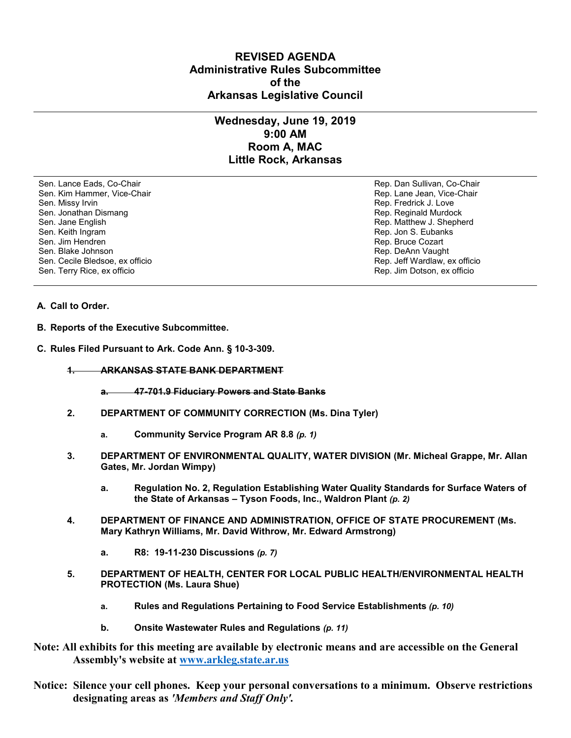# REVISED AGENDA
# Administrative Rules Subcommittee
# of the
# Arkansas Legislative Council

---

## Wednesday, June 19, 2019
## 9:00 AM
## Room A, MAC
## Little Rock, Arkansas

---

| | |
|---|---|
| Sen. Lance Eads, Co-Chair | Rep. Dan Sullivan, Co-Chair |
| Sen. Kim Hammer, Vice-Chair | Rep. Lane Jean, Vice-Chair |
| Sen. Missy Irvin | Rep. Fredrick J. Love |
| Sen. Jonathan Dismang | Rep. Reginald Murdock |
| Sen. Jane English | Rep. Matthew J. Shepherd |
| Sen. Keith Ingram | Rep. Jon S. Eubanks |
| Sen. Jim Hendren | Rep. Bruce Cozart |
| Sen. Blake Johnson | Rep. DeAnn Vaught |
| Sen. Cecile Bledsoe, ex officio | Rep. Jeff Wardlaw, ex officio |
| Sen. Terry Rice, ex officio | Rep. Jim Dotson, ex officio |

---

**A. Call to Order.**

**B. Reports of the Executive Subcommittee.**

**C. Rules Filed Pursuant to Ark. Code Ann. § 10-3-309.**

1. ~~**ARKANSAS STATE BANK DEPARTMENT**~~

   a. ~~**47-701.9 Fiduciary Powers and State Banks**~~

2. **DEPARTMENT OF COMMUNITY CORRECTION (Ms. Dina Tyler)**

   a. **Community Service Program AR 8.8** ***(p. 1)***

3. **DEPARTMENT OF ENVIRONMENTAL QUALITY, WATER DIVISION (Mr. Micheal Grappe, Mr. Allan Gates, Mr. Jordan Wimpy)**

   a. **Regulation No. 2, Regulation Establishing Water Quality Standards for Surface Waters of the State of Arkansas – Tyson Foods, Inc., Waldron Plant** ***(p. 2)***

4. **DEPARTMENT OF FINANCE AND ADMINISTRATION, OFFICE OF STATE PROCUREMENT (Ms. Mary Kathryn Williams, Mr. David Withrow, Mr. Edward Armstrong)**

   a. **R8: 19-11-230 Discussions** ***(p. 7)***

5. **DEPARTMENT OF HEALTH, CENTER FOR LOCAL PUBLIC HEALTH/ENVIRONMENTAL HEALTH PROTECTION (Ms. Laura Shue)**

   a. **Rules and Regulations Pertaining to Food Service Establishments** ***(p. 10)***

   b. **Onsite Wastewater Rules and Regulations** ***(p. 11)***

**Note: All exhibits for this meeting are available by electronic means and are accessible on the General Assembly's website at [www.arkleg.state.ar.us](http://www.arkleg.state.ar.us)**

**Notice: Silence your cell phones. Keep your personal conversations to a minimum. Observe restrictions designating areas as *'Members and Staff Only'*.**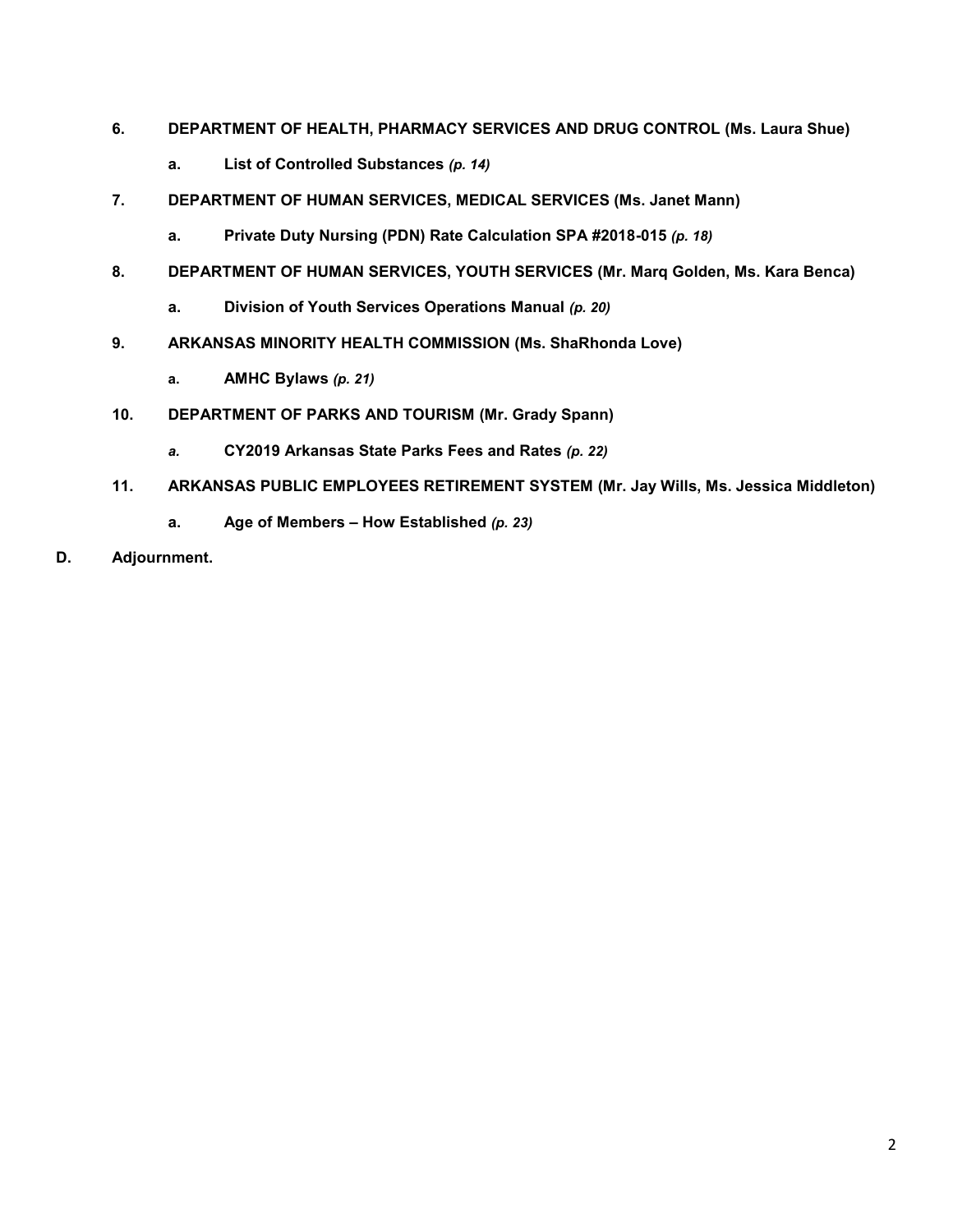6. **DEPARTMENT OF HEALTH, PHARMACY SERVICES AND DRUG CONTROL (Ms. Laura Shue)**

   a. **List of Controlled Substances** ***(p. 14)***

7. **DEPARTMENT OF HUMAN SERVICES, MEDICAL SERVICES (Ms. Janet Mann)**

   a. **Private Duty Nursing (PDN) Rate Calculation SPA #2018-015** ***(p. 18)***

8. **DEPARTMENT OF HUMAN SERVICES, YOUTH SERVICES (Mr. Marq Golden, Ms. Kara Benca)**

   a. **Division of Youth Services Operations Manual** ***(p. 20)***

9. **ARKANSAS MINORITY HEALTH COMMISSION (Ms. ShaRhonda Love)**

   a. **AMHC Bylaws** ***(p. 21)***

10. **DEPARTMENT OF PARKS AND TOURISM (Mr. Grady Spann)**

    *a.* **CY2019 Arkansas State Parks Fees and Rates** ***(p. 22)***

11. **ARKANSAS PUBLIC EMPLOYEES RETIREMENT SYSTEM (Mr. Jay Wills, Ms. Jessica Middleton)**

    a. **Age of Members – How Established** ***(p. 23)***

**D. Adjournment.**